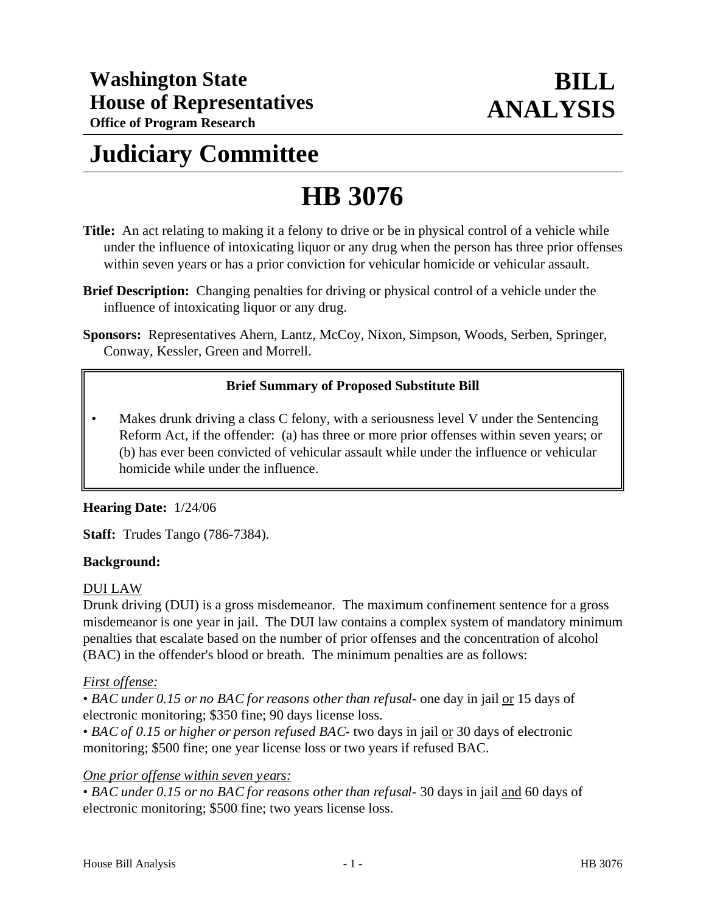# Washington State House of Representatives

**Office of Program Research**

# BILL ANALYSIS

# Judiciary Committee

# HB 3076

**Title:** An act relating to making it a felony to drive or be in physical control of a vehicle while under the influence of intoxicating liquor or any drug when the person has three prior offenses within seven years or has a prior conviction for vehicular homicide or vehicular assault.

**Brief Description:** Changing penalties for driving or physical control of a vehicle under the influence of intoxicating liquor or any drug.

**Sponsors:** Representatives Ahern, Lantz, McCoy, Nixon, Simpson, Woods, Serben, Springer, Conway, Kessler, Green and Morrell.

**Brief Summary of Proposed Substitute Bill**

- Makes drunk driving a class C felony, with a seriousness level V under the Sentencing Reform Act, if the offender: (a) has three or more prior offenses within seven years; or (b) has ever been convicted of vehicular assault while under the influence or vehicular homicide while under the influence.

**Hearing Date:** 1/24/06

**Staff:** Trudes Tango (786-7384).

**Background:**

DUI LAW

Drunk driving (DUI) is a gross misdemeanor. The maximum confinement sentence for a gross misdemeanor is one year in jail. The DUI law contains a complex system of mandatory minimum penalties that escalate based on the number of prior offenses and the concentration of alcohol (BAC) in the offender's blood or breath. The minimum penalties are as follows:

*First offense:*

• *BAC under 0.15 or no BAC for reasons other than refusal*- one day in jail or 15 days of electronic monitoring; $350 fine; 90 days license loss.

• *BAC of 0.15 or higher or person refused BAC*- two days in jail or 30 days of electronic monitoring; $500 fine; one year license loss or two years if refused BAC.

*One prior offense within seven years:*

• *BAC under 0.15 or no BAC for reasons other than refusal*- 30 days in jail and 60 days of electronic monitoring; $500 fine; two years license loss.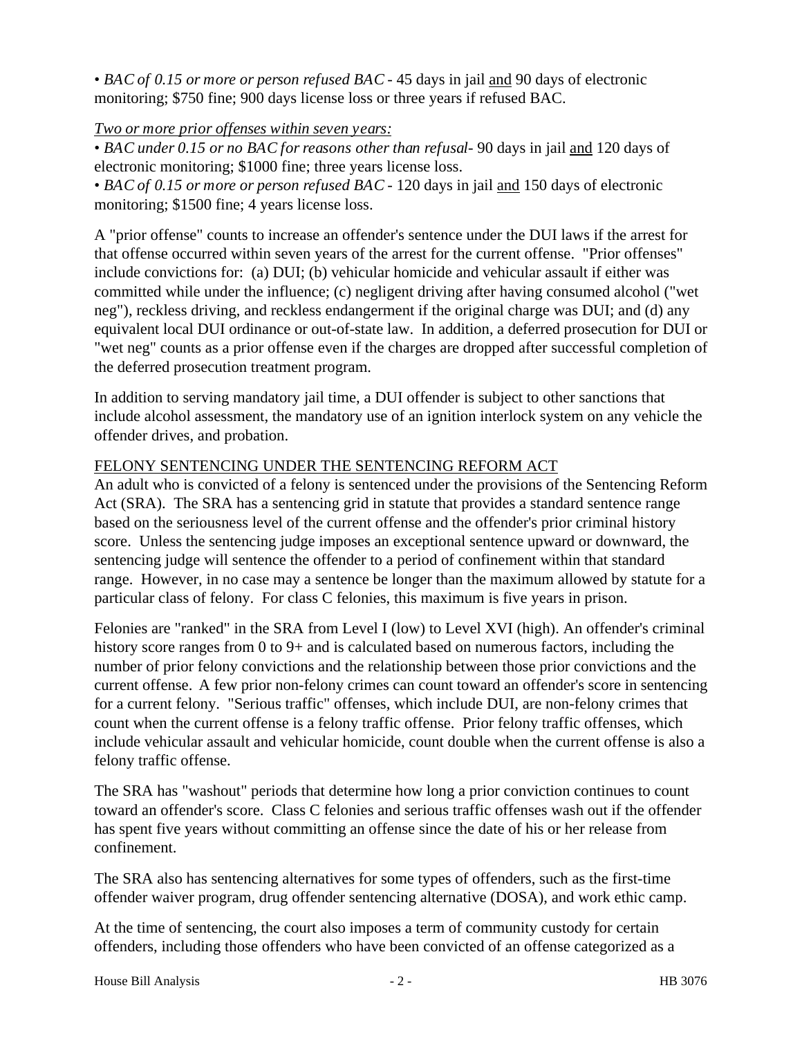• *BAC of 0.15 or more or person refused BAC* - 45 days in jail <u>and</u> 90 days of electronic monitoring; $750 fine; 900 days license loss or three years if refused BAC.

*<u>Two or more prior offenses within seven years:</u>*

• *BAC under 0.15 or no BAC for reasons other than refusal*- 90 days in jail <u>and</u> 120 days of electronic monitoring; $1000 fine; three years license loss.

• *BAC of 0.15 or more or person refused BAC* - 120 days in jail <u>and</u> 150 days of electronic monitoring; $1500 fine; 4 years license loss.

A "prior offense" counts to increase an offender's sentence under the DUI laws if the arrest for that offense occurred within seven years of the arrest for the current offense. "Prior offenses" include convictions for: (a) DUI; (b) vehicular homicide and vehicular assault if either was committed while under the influence; (c) negligent driving after having consumed alcohol ("wet neg"), reckless driving, and reckless endangerment if the original charge was DUI; and (d) any equivalent local DUI ordinance or out-of-state law. In addition, a deferred prosecution for DUI or "wet neg" counts as a prior offense even if the charges are dropped after successful completion of the deferred prosecution treatment program.

In addition to serving mandatory jail time, a DUI offender is subject to other sanctions that include alcohol assessment, the mandatory use of an ignition interlock system on any vehicle the offender drives, and probation.

<u>FELONY SENTENCING UNDER THE SENTENCING REFORM ACT</u>

An adult who is convicted of a felony is sentenced under the provisions of the Sentencing Reform Act (SRA). The SRA has a sentencing grid in statute that provides a standard sentence range based on the seriousness level of the current offense and the offender's prior criminal history score. Unless the sentencing judge imposes an exceptional sentence upward or downward, the sentencing judge will sentence the offender to a period of confinement within that standard range. However, in no case may a sentence be longer than the maximum allowed by statute for a particular class of felony. For class C felonies, this maximum is five years in prison.

Felonies are "ranked" in the SRA from Level I (low) to Level XVI (high). An offender's criminal history score ranges from 0 to 9+ and is calculated based on numerous factors, including the number of prior felony convictions and the relationship between those prior convictions and the current offense. A few prior non-felony crimes can count toward an offender's score in sentencing for a current felony. "Serious traffic" offenses, which include DUI, are non-felony crimes that count when the current offense is a felony traffic offense. Prior felony traffic offenses, which include vehicular assault and vehicular homicide, count double when the current offense is also a felony traffic offense.

The SRA has "washout" periods that determine how long a prior conviction continues to count toward an offender's score. Class C felonies and serious traffic offenses wash out if the offender has spent five years without committing an offense since the date of his or her release from confinement.

The SRA also has sentencing alternatives for some types of offenders, such as the first-time offender waiver program, drug offender sentencing alternative (DOSA), and work ethic camp.

At the time of sentencing, the court also imposes a term of community custody for certain offenders, including those offenders who have been convicted of an offense categorized as a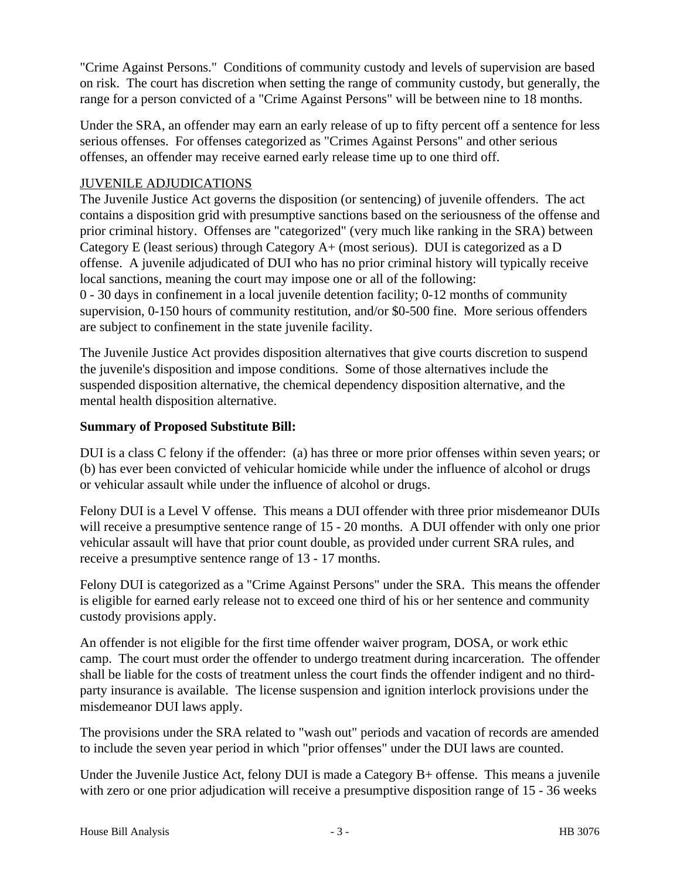"Crime Against Persons." Conditions of community custody and levels of supervision are based on risk. The court has discretion when setting the range of community custody, but generally, the range for a person convicted of a "Crime Against Persons" will be between nine to 18 months.

Under the SRA, an offender may earn an early release of up to fifty percent off a sentence for less serious offenses. For offenses categorized as "Crimes Against Persons" and other serious offenses, an offender may receive earned early release time up to one third off.

JUVENILE ADJUDICATIONS

The Juvenile Justice Act governs the disposition (or sentencing) of juvenile offenders. The act contains a disposition grid with presumptive sanctions based on the seriousness of the offense and prior criminal history. Offenses are "categorized" (very much like ranking in the SRA) between Category E (least serious) through Category A+ (most serious). DUI is categorized as a D offense. A juvenile adjudicated of DUI who has no prior criminal history will typically receive local sanctions, meaning the court may impose one or all of the following:
0 - 30 days in confinement in a local juvenile detention facility; 0-12 months of community supervision, 0-150 hours of community restitution, and/or $0-500 fine. More serious offenders are subject to confinement in the state juvenile facility.

The Juvenile Justice Act provides disposition alternatives that give courts discretion to suspend the juvenile's disposition and impose conditions. Some of those alternatives include the suspended disposition alternative, the chemical dependency disposition alternative, and the mental health disposition alternative.

**Summary of Proposed Substitute Bill:**

DUI is a class C felony if the offender: (a) has three or more prior offenses within seven years; or (b) has ever been convicted of vehicular homicide while under the influence of alcohol or drugs or vehicular assault while under the influence of alcohol or drugs.

Felony DUI is a Level V offense. This means a DUI offender with three prior misdemeanor DUIs will receive a presumptive sentence range of 15 - 20 months. A DUI offender with only one prior vehicular assault will have that prior count double, as provided under current SRA rules, and receive a presumptive sentence range of 13 - 17 months.

Felony DUI is categorized as a "Crime Against Persons" under the SRA. This means the offender is eligible for earned early release not to exceed one third of his or her sentence and community custody provisions apply.

An offender is not eligible for the first time offender waiver program, DOSA, or work ethic camp. The court must order the offender to undergo treatment during incarceration. The offender shall be liable for the costs of treatment unless the court finds the offender indigent and no third-party insurance is available. The license suspension and ignition interlock provisions under the misdemeanor DUI laws apply.

The provisions under the SRA related to "wash out" periods and vacation of records are amended to include the seven year period in which "prior offenses" under the DUI laws are counted.

Under the Juvenile Justice Act, felony DUI is made a Category B+ offense. This means a juvenile with zero or one prior adjudication will receive a presumptive disposition range of 15 - 36 weeks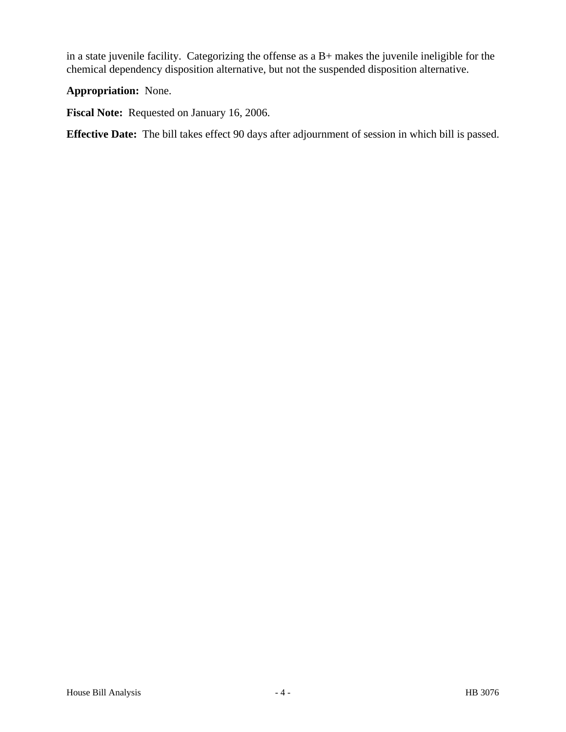in a state juvenile facility. Categorizing the offense as a B+ makes the juvenile ineligible for the chemical dependency disposition alternative, but not the suspended disposition alternative.

**Appropriation:** None.

**Fiscal Note:** Requested on January 16, 2006.

**Effective Date:** The bill takes effect 90 days after adjournment of session in which bill is passed.